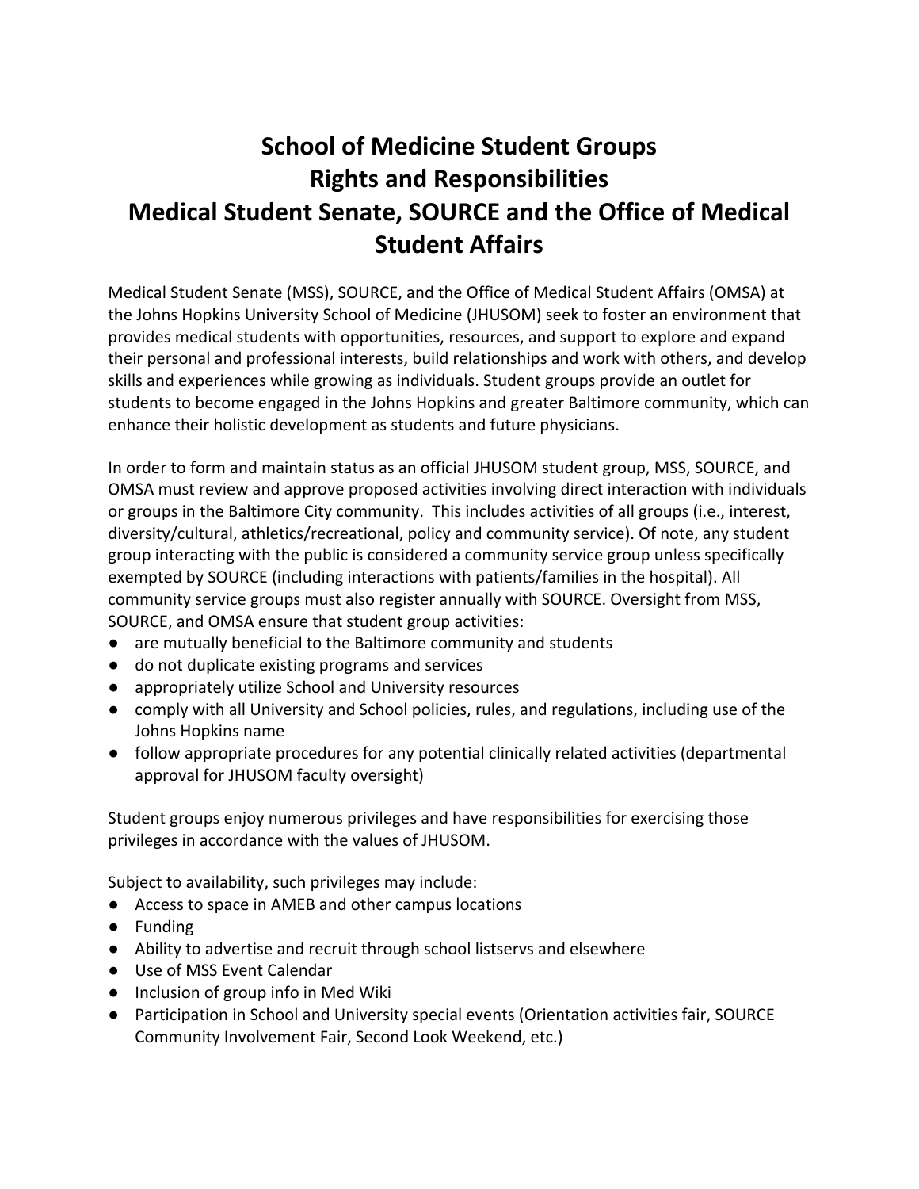# School of Medicine Student Groups
# Rights and Responsibilities
# Medical Student Senate, SOURCE and the Office of Medical Student Affairs

Medical Student Senate (MSS), SOURCE, and the Office of Medical Student Affairs (OMSA) at the Johns Hopkins University School of Medicine (JHUSOM) seek to foster an environment that provides medical students with opportunities, resources, and support to explore and expand their personal and professional interests, build relationships and work with others, and develop skills and experiences while growing as individuals. Student groups provide an outlet for students to become engaged in the Johns Hopkins and greater Baltimore community, which can enhance their holistic development as students and future physicians.

In order to form and maintain status as an official JHUSOM student group, MSS, SOURCE, and OMSA must review and approve proposed activities involving direct interaction with individuals or groups in the Baltimore City community. This includes activities of all groups (i.e., interest, diversity/cultural, athletics/recreational, policy and community service). Of note, any student group interacting with the public is considered a community service group unless specifically exempted by SOURCE (including interactions with patients/families in the hospital). All community service groups must also register annually with SOURCE. Oversight from MSS, SOURCE, and OMSA ensure that student group activities:

- are mutually beneficial to the Baltimore community and students
- do not duplicate existing programs and services
- appropriately utilize School and University resources
- comply with all University and School policies, rules, and regulations, including use of the Johns Hopkins name
- follow appropriate procedures for any potential clinically related activities (departmental approval for JHUSOM faculty oversight)

Student groups enjoy numerous privileges and have responsibilities for exercising those privileges in accordance with the values of JHUSOM.

Subject to availability, such privileges may include:

- Access to space in AMEB and other campus locations
- Funding
- Ability to advertise and recruit through school listservs and elsewhere
- Use of MSS Event Calendar
- Inclusion of group info in Med Wiki
- Participation in School and University special events (Orientation activities fair, SOURCE Community Involvement Fair, Second Look Weekend, etc.)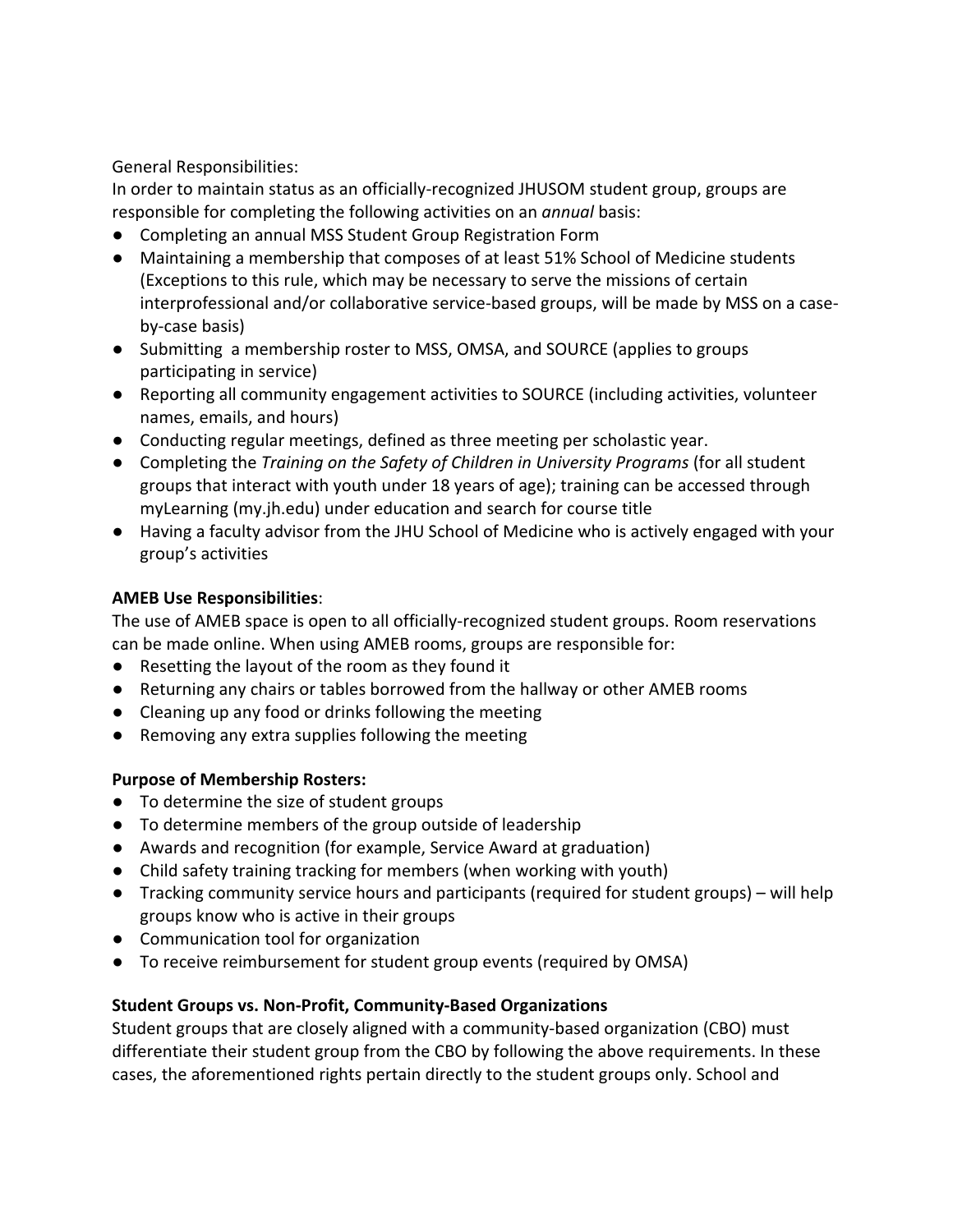General Responsibilities:

In order to maintain status as an officially-recognized JHUSOM student group, groups are responsible for completing the following activities on an *annual* basis:

- Completing an annual MSS Student Group Registration Form
- Maintaining a membership that composes of at least 51% School of Medicine students (Exceptions to this rule, which may be necessary to serve the missions of certain interprofessional and/or collaborative service-based groups, will be made by MSS on a case-by-case basis)
- Submitting a membership roster to MSS, OMSA, and SOURCE (applies to groups participating in service)
- Reporting all community engagement activities to SOURCE (including activities, volunteer names, emails, and hours)
- Conducting regular meetings, defined as three meeting per scholastic year.
- Completing the *Training on the Safety of Children in University Programs* (for all student groups that interact with youth under 18 years of age); training can be accessed through myLearning (my.jh.edu) under education and search for course title
- Having a faculty advisor from the JHU School of Medicine who is actively engaged with your group's activities

**AMEB Use Responsibilities**:

The use of AMEB space is open to all officially-recognized student groups. Room reservations can be made online. When using AMEB rooms, groups are responsible for:

- Resetting the layout of the room as they found it
- Returning any chairs or tables borrowed from the hallway or other AMEB rooms
- Cleaning up any food or drinks following the meeting
- Removing any extra supplies following the meeting

**Purpose of Membership Rosters:**

- To determine the size of student groups
- To determine members of the group outside of leadership
- Awards and recognition (for example, Service Award at graduation)
- Child safety training tracking for members (when working with youth)
- Tracking community service hours and participants (required for student groups) – will help groups know who is active in their groups
- Communication tool for organization
- To receive reimbursement for student group events (required by OMSA)

**Student Groups vs. Non-Profit, Community-Based Organizations**

Student groups that are closely aligned with a community-based organization (CBO) must differentiate their student group from the CBO by following the above requirements. In these cases, the aforementioned rights pertain directly to the student groups only. School and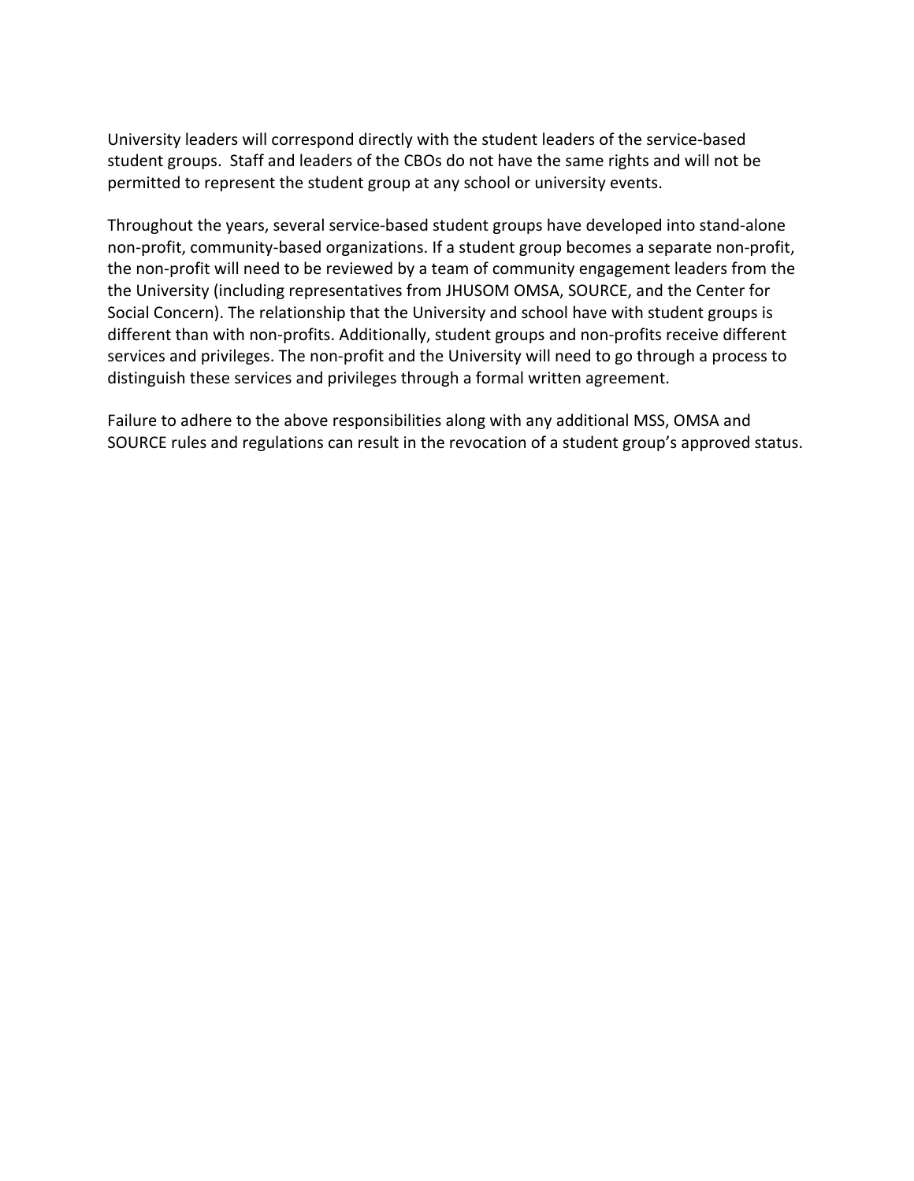University leaders will correspond directly with the student leaders of the service-based student groups.  Staff and leaders of the CBOs do not have the same rights and will not be permitted to represent the student group at any school or university events.

Throughout the years, several service-based student groups have developed into stand-alone non-profit, community-based organizations. If a student group becomes a separate non-profit, the non-profit will need to be reviewed by a team of community engagement leaders from the the University (including representatives from JHUSOM OMSA, SOURCE, and the Center for Social Concern). The relationship that the University and school have with student groups is different than with non-profits. Additionally, student groups and non-profits receive different services and privileges. The non-profit and the University will need to go through a process to distinguish these services and privileges through a formal written agreement.

Failure to adhere to the above responsibilities along with any additional MSS, OMSA and SOURCE rules and regulations can result in the revocation of a student group's approved status.